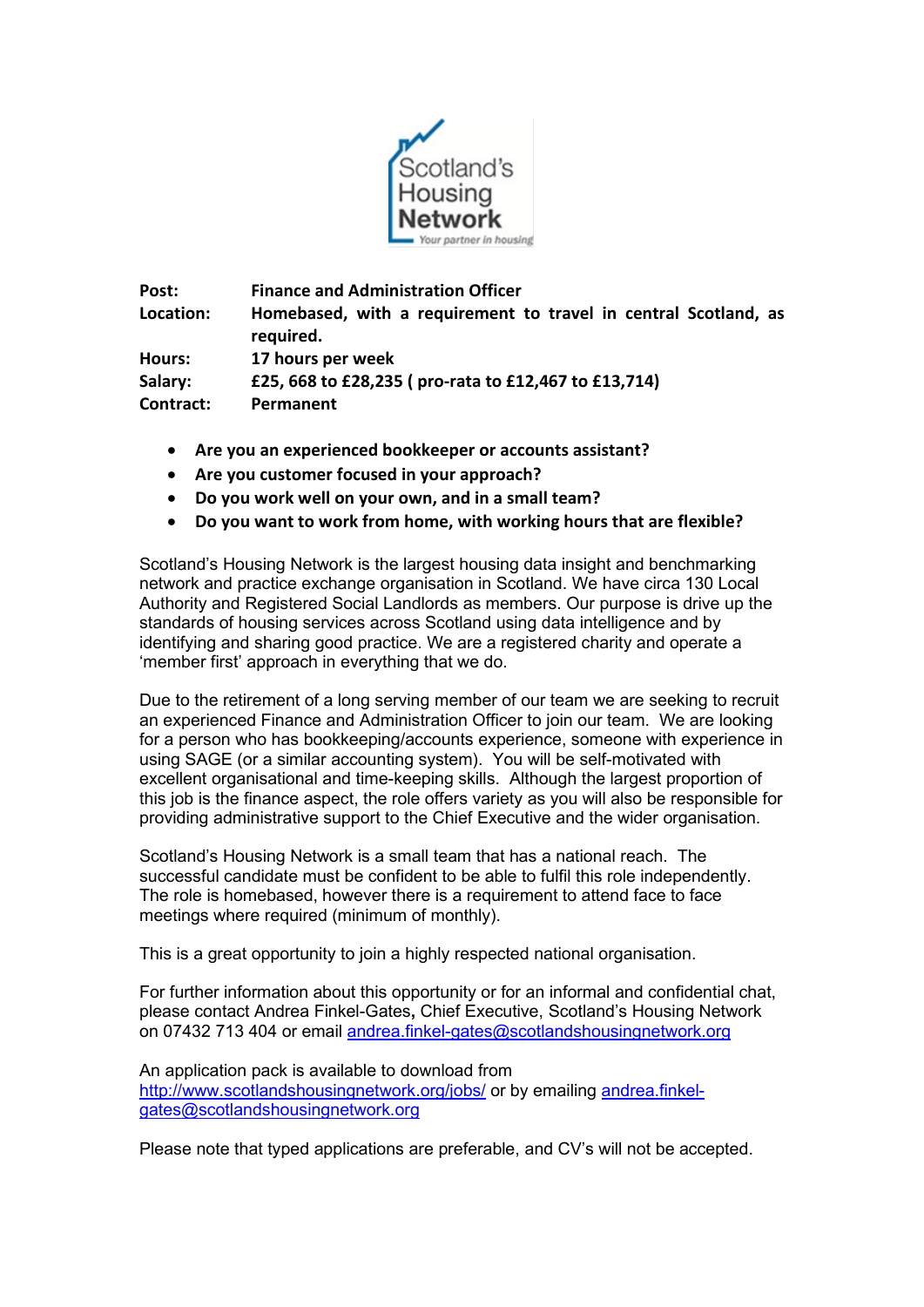Scotland's Housing Network
*Your partner in housing*

| | |
|---|---|
| **Post:** | **Finance and Administration Officer** |
| **Location:** | **Homebased, with a requirement to travel in central Scotland, as required.** |
| **Hours:** | **17 hours per week** |
| **Salary:** | **£25, 668 to £28,235 ( pro-rata to £12,467 to £13,714)** |
| **Contract:** | **Permanent** |

- **Are you an experienced bookkeeper or accounts assistant?**
- **Are you customer focused in your approach?**
- **Do you work well on your own, and in a small team?**
- **Do you want to work from home, with working hours that are flexible?**

Scotland's Housing Network is the largest housing data insight and benchmarking network and practice exchange organisation in Scotland. We have circa 130 Local Authority and Registered Social Landlords as members. Our purpose is drive up the standards of housing services across Scotland using data intelligence and by identifying and sharing good practice. We are a registered charity and operate a 'member first' approach in everything that we do.

Due to the retirement of a long serving member of our team we are seeking to recruit an experienced Finance and Administration Officer to join our team. We are looking for a person who has bookkeeping/accounts experience, someone with experience in using SAGE (or a similar accounting system). You will be self-motivated with excellent organisational and time-keeping skills. Although the largest proportion of this job is the finance aspect, the role offers variety as you will also be responsible for providing administrative support to the Chief Executive and the wider organisation.

Scotland's Housing Network is a small team that has a national reach. The successful candidate must be confident to be able to fulfil this role independently. The role is homebased, however there is a requirement to attend face to face meetings where required (minimum of monthly).

This is a great opportunity to join a highly respected national organisation.

For further information about this opportunity or for an informal and confidential chat, please contact Andrea Finkel-Gates**,** Chief Executive, Scotland's Housing Network on 07432 713 404 or email andrea.finkel-gates@scotlandshousingnetwork.org

An application pack is available to download from http://www.scotlandshousingnetwork.org/jobs/ or by emailing andrea.finkel-gates@scotlandshousingnetwork.org

Please note that typed applications are preferable, and CV's will not be accepted.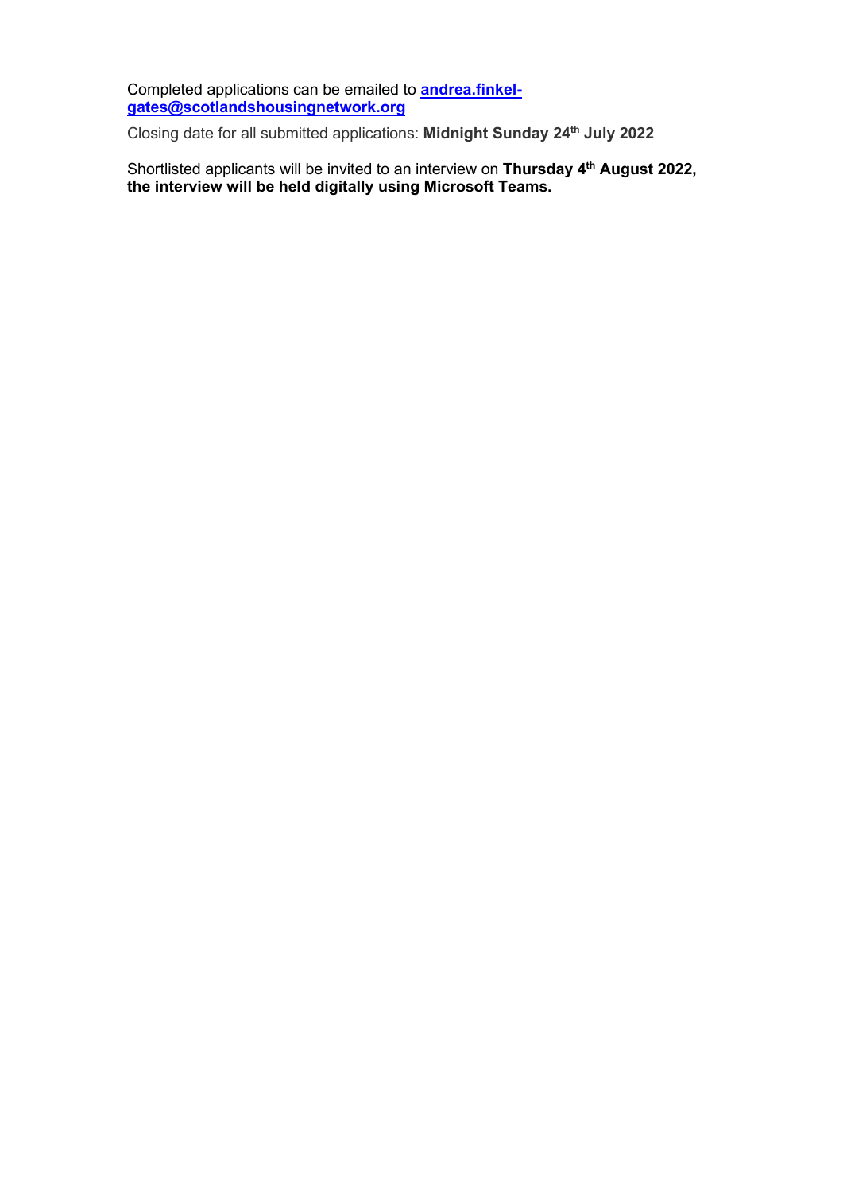Completed applications can be emailed to **andrea.finkel-gates@scotlandshousingnetwork.org**

Closing date for all submitted applications: **Midnight Sunday 24th July 2022**

Shortlisted applicants will be invited to an interview on **Thursday 4th August 2022, the interview will be held digitally using Microsoft Teams.**